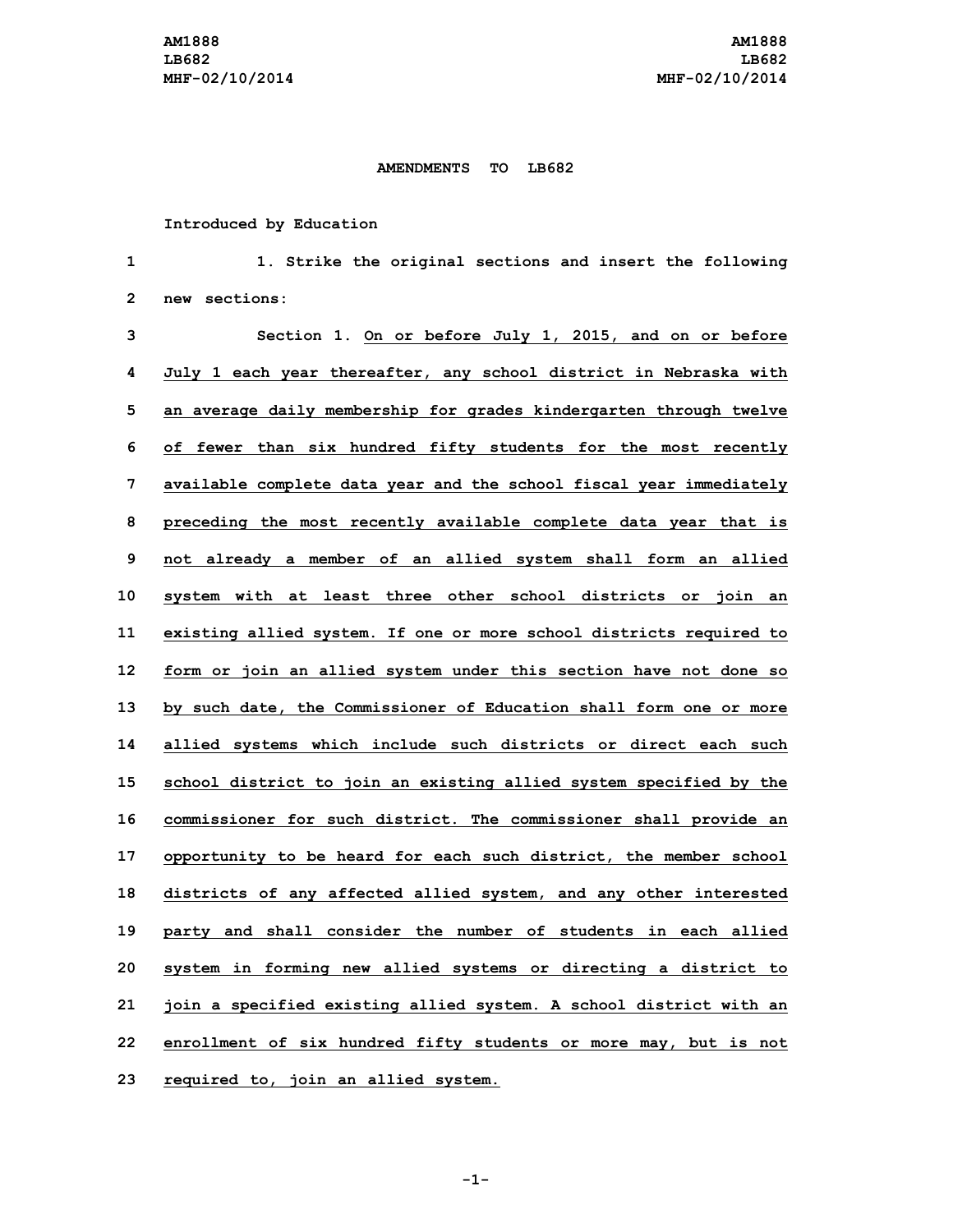AM1888
LB682
MHF-02/10/2014

**AMENDMENTS TO LB682**

**Introduced by Education**

1. Strike the original sections and insert the following new sections:

Section 1. On or before July 1, 2015, and on or before July 1 each year thereafter, any school district in Nebraska with an average daily membership for grades kindergarten through twelve of fewer than six hundred fifty students for the most recently available complete data year and the school fiscal year immediately preceding the most recently available complete data year that is not already a member of an allied system shall form an allied system with at least three other school districts or join an existing allied system. If one or more school districts required to form or join an allied system under this section have not done so by such date, the Commissioner of Education shall form one or more allied systems which include such districts or direct each such school district to join an existing allied system specified by the commissioner for such district. The commissioner shall provide an opportunity to be heard for each such district, the member school districts of any affected allied system, and any other interested party and shall consider the number of students in each allied system in forming new allied systems or directing a district to join a specified existing allied system. A school district with an enrollment of six hundred fifty students or more may, but is not required to, join an allied system.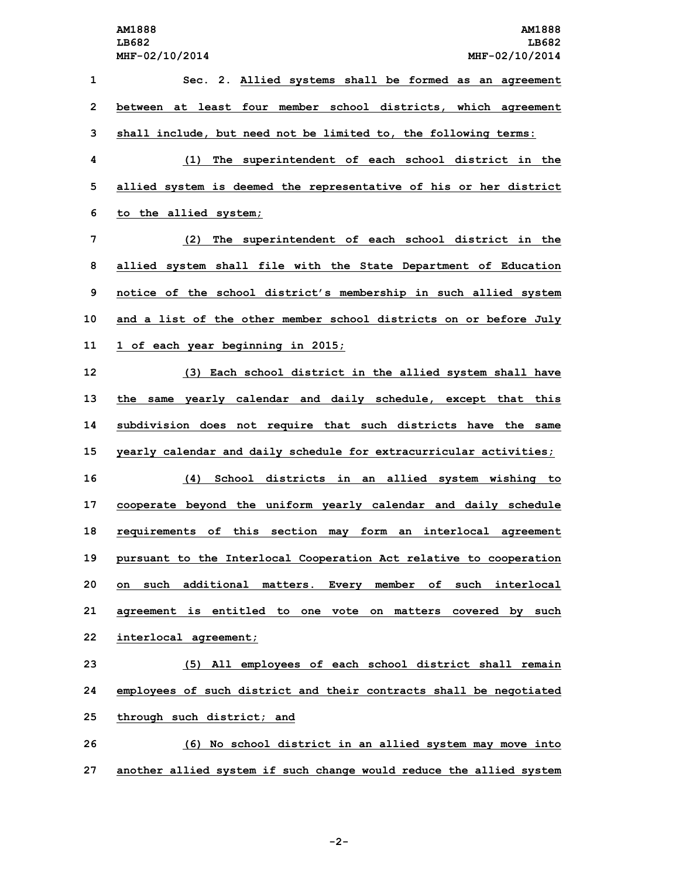Sec. 2. Allied systems shall be formed as an agreement between at least four member school districts, which agreement shall include, but need not be limited to, the following terms:

(1) The superintendent of each school district in the allied system is deemed the representative of his or her district to the allied system;

(2) The superintendent of each school district in the allied system shall file with the State Department of Education notice of the school district's membership in such allied system and a list of the other member school districts on or before July 1 of each year beginning in 2015;

(3) Each school district in the allied system shall have the same yearly calendar and daily schedule, except that this subdivision does not require that such districts have the same yearly calendar and daily schedule for extracurricular activities;

(4) School districts in an allied system wishing to cooperate beyond the uniform yearly calendar and daily schedule requirements of this section may form an interlocal agreement pursuant to the Interlocal Cooperation Act relative to cooperation on such additional matters. Every member of such interlocal agreement is entitled to one vote on matters covered by such interlocal agreement;

(5) All employees of each school district shall remain employees of such district and their contracts shall be negotiated through such district; and

(6) No school district in an allied system may move into another allied system if such change would reduce the allied system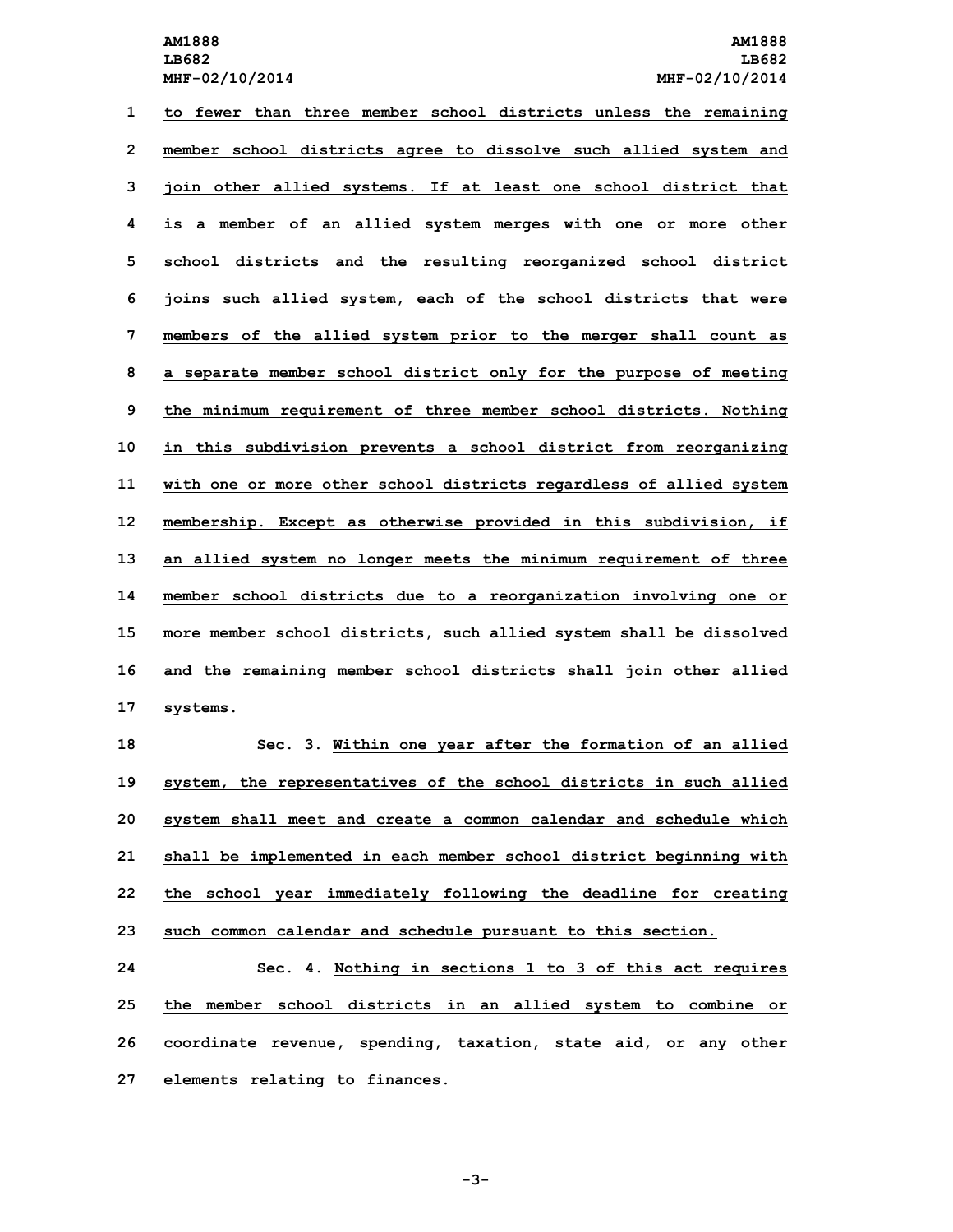to fewer than three member school districts unless the remaining member school districts agree to dissolve such allied system and join other allied systems. If at least one school district that is a member of an allied system merges with one or more other school districts and the resulting reorganized school district joins such allied system, each of the school districts that were members of the allied system prior to the merger shall count as a separate member school district only for the purpose of meeting the minimum requirement of three member school districts. Nothing in this subdivision prevents a school district from reorganizing with one or more other school districts regardless of allied system membership. Except as otherwise provided in this subdivision, if an allied system no longer meets the minimum requirement of three member school districts due to a reorganization involving one or more member school districts, such allied system shall be dissolved and the remaining member school districts shall join other allied systems.

Sec. 3. Within one year after the formation of an allied system, the representatives of the school districts in such allied system shall meet and create a common calendar and schedule which shall be implemented in each member school district beginning with the school year immediately following the deadline for creating such common calendar and schedule pursuant to this section.

Sec. 4. Nothing in sections 1 to 3 of this act requires the member school districts in an allied system to combine or coordinate revenue, spending, taxation, state aid, or any other elements relating to finances.